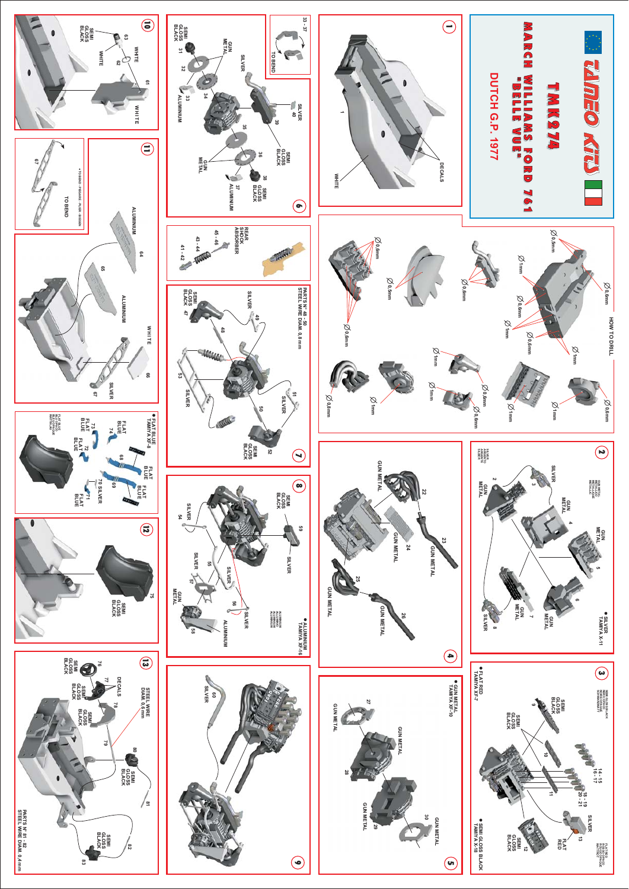# TAMEO KITS

## TMK 274

## MARCH WILLIAMS FORD 761 "BELLE VUE"

## DUTCH G.P. 1977

### 1

1

WHITE

DECALS

### HOW TO DRILL

Ø 0,5mm

Ø 0,6mm

Ø 1mm

### 2

● SILVER TAMIYA X-11

2 GUN METAL

3

4 GUN METAL

5 GUN METAL

6 GUN METAL

7 GUN METAL

8 SILVER

### 3

● SEMI GLOSS BLACK TAMIYA X-18

● FLAT RED TAMIYA XF-7

9 SEMI GLOSS BLACK

10

11

12 SEMI GLOSS BLACK

13 FLAT RED

14 - 15

16 - 17

18 - 19

20 - 21

SILVER

### 4

22 GUN METAL

23 GUN METAL

24 GUN METAL

25 GUN METAL

26 GUN METAL

### 5

● GUN METAL TAMIYA XF-10

27 GUN METAL

28 GUN METAL

29 GUN METAL

30 GUN METAL

### 6

31 SEMI GLOSS BLACK

32

33 ALUMINIUM

34 GUN METAL

35

36 GUN METAL

37 ALUMINIUM

38 SEMI GLOSS BLACK

39 SEMI GLOSS BLACK

40 SILVER

33 - 37 TO BEND

REAR SHOCK ABSORBER

41 - 42

43 - 44

45 - 46

### 7

PARTS N° 48 - 50 STEEL WIRE DIAM. 0,8 mm

47 SEMI GLOSS BLACK

48

49 SILVER

50

51 SILVER

52 SEMI GLOSS BLACK

53 SILVER

### 8

● ALUMINIUM TAMIYA XF-16

54 SILVER

55 SILVER

56 SILVER

57

58 GUN METAL

59 SILVER

SEMI GLOSS BLACK

ALUMINIUM

### 9

60 SILVER

### 10

61 WHITE

62 WHITE

63 SEMI GLOSS BLACK

### 11

64 ALUMINIUM

65 ALUMINIUM

66 WHITE

67 SILVER

67 TO BEND

● FLAT BLUE TAMIYA XF-8

68 FLAT BLUE

69 FLAT BLUE

70 SILVER

71 FLAT BLUE

72 FLAT BLUE

73 FLAT BLUE

74 FLAT BLUE

### 12

75 SEMI GLOSS BLACK

### 13

STEEL WIRE DIAM. 0,6 mm

PARTS N° 81 - 82 STEEL WIRE DIAM. 0,4 mm

76 SEMI GLOSS BLACK

77 SEMI GLOSS BLACK

DECALS

78 SEMI GLOSS BLACK

79

80 SEMI GLOSS BLACK

81

82 SEMI GLOSS BLACK

83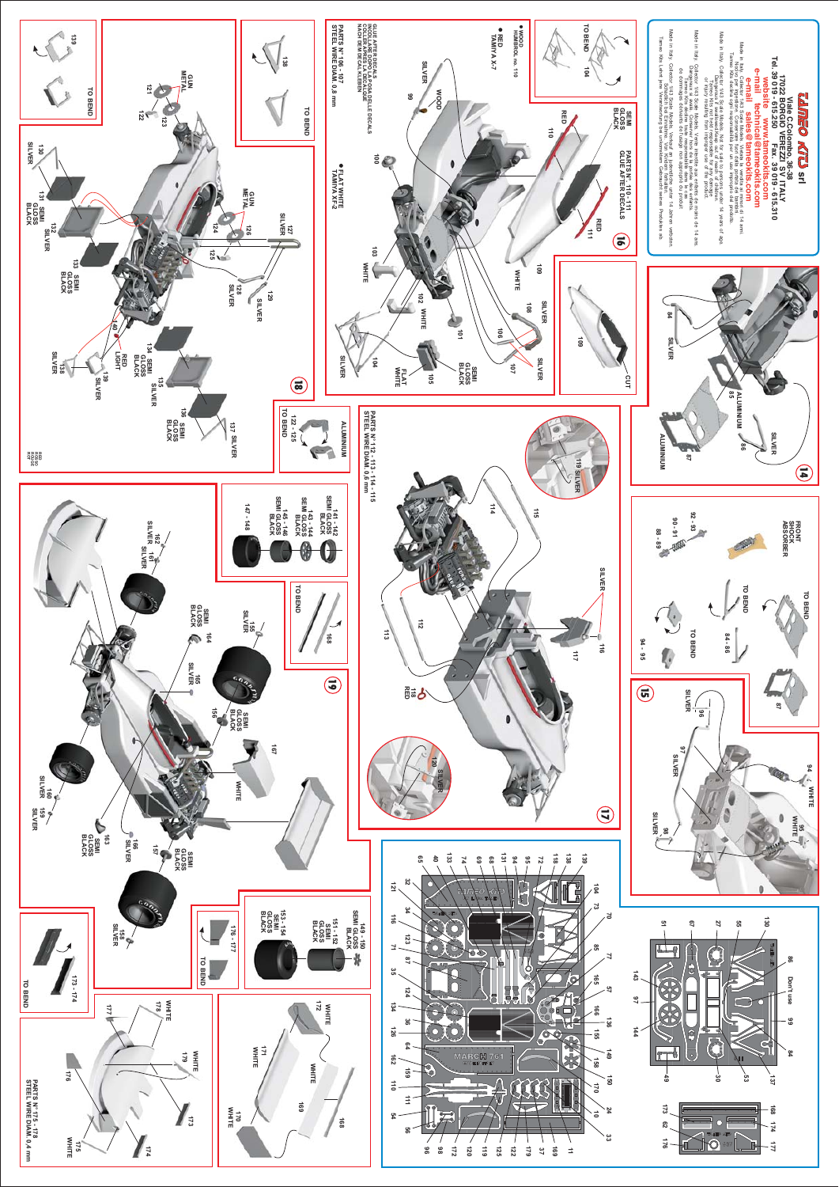# TAMEO KITS srl

Viale C.Colombo, 36-38
17022 BORGIO VEREZZI - SV - ITALY
Tel. 39 019 - 615 250 Fax 39 019 - 615 310
e-mail technical@tameokits.com
website www.tameokits.com
e-mail sales@tameokits.com

Made in Italy. Collector 1/43 Scale Models. Non adatto ai bambini di età inferiore ai 14 anni. Tameo Kits non si assume alcuna responsabilità per danni derivanti da un uso improprio del prodotto.

Made in Italy. Collector 1/43 Scale Models. Not for sale to persons under 14 years of age. Tameo Kits not held responsible for any damage or injury resulting from improper use of the product.

Made in Italy. Collector 1/43 Scale Models. Vente interdite aux enfants de moins de 14 ans. Tameo Kits décline toute responsabilité en cas de dommage dérivant de l'usage non approprié du produit.

Made in Italy. Collector 1/43 Scale Models. Verkauf an Jugendliche unter 14 Jahren verboten. Tameo Kits haftet nicht für Schäden durch unsachgemäßen Gebrauch des Produkts.

## 14

84 SILVER, 85 ALUMINIUM, 86 SILVER, 87 ALUMINIUM

FRONT SHOCK ABSORBER

92 - 93, 90 - 91, 88 - 89

TO BEND 87, TO BEND 84 - 86, TO BEND 94 - 95

## 15

94 WHITE, 95 WHITE, 96 SILVER, 97 SILVER, 98 SILVER

## 16

PARTS N° 110 - 111 GLUE AFTER DECALS

- WOOD HUMBROL no. 110
- RED TAMIYA X-7
- FLAT WHITE TAMIYA XF-2

TO BEND 104

99 SILVER, WOOD, 100, 101, 102 WHITE, 103 WHITE, 104 SILVER, 105 FLAT WHITE, SEMI GLOSS BLACK, 106, 107 SILVER, 108 SILVER, 109 WHITE, 110 RED, 111 RED, SEMI GLOSS BLACK

109 CUT

## 17

PARTS N° 112 - 113 - 114 - 115 STEEL WIRE DIAM. 0,6 mm

112, 113, 114, 115, 116 SILVER, 117, 118 RED, 119 SILVER, 120 SILVER

## 18

PARTS N° 166 - 167 STEEL WIRE DIAM. 0,8 mm

GLUE AFTER DECALS
INCOLLARE DOPO LA POSA DELLE DECALS
COLLER APRES LA DECALCOMANIE
NACH DEN DECALKLEBEN

TO BEND 138, TO BEND 139

121, 122, 123 GUN METAL, 124, 125, 126 GUN METAL, 127 SILVER, 128 SILVER, 129 SILVER, 130 SILVER, 131 SEMI GLOSS BLACK, 132 SILVER, 133 SEMI GLOSS BLACK, 134 SEMI GLOSS BLACK, 135 SILVER, 136 SEMI GLOSS BLACK, 137 SILVER, 138 SILVER, 139 SILVER, 140 RED LIGHT

ALUMINIUM TO BEND 122 - 125

## 19

141 - 142 SEMI GLOSS BLACK, 143 - 144 SEMI GLOSS BLACK, 145 - 146 SEMI GLOSS BLACK, 147 - 148

149 - 150 SEMI GLOSS BLACK, 151 - 152 SEMI GLOSS BLACK, 153 - 154 SEMI GLOSS BLACK

TO BEND 168, TO BEND 176 - 177, TO BEND 173 - 174

155 SILVER, 156 SEMI GLOSS BLACK, 157 SEMI GLOSS BLACK, 158 SILVER, 159 SILVER, 160 SILVER, 161 SILVER, 162 SILVER, 163 SEMI GLOSS BLACK, 164 SEMI GLOSS BLACK, 165 SILVER, 166 SILVER, 167 WHITE

PARTS N° 175 - 178 STEEL WIRE DIAM. 0,4 mm

168, 169 WHITE, 170 WHITE, 171 WHITE, 172 WHITE, 173, 174, 175 WHITE, 176, 177, 178 WHITE, 179 WHITE

MARCH 761

Don't use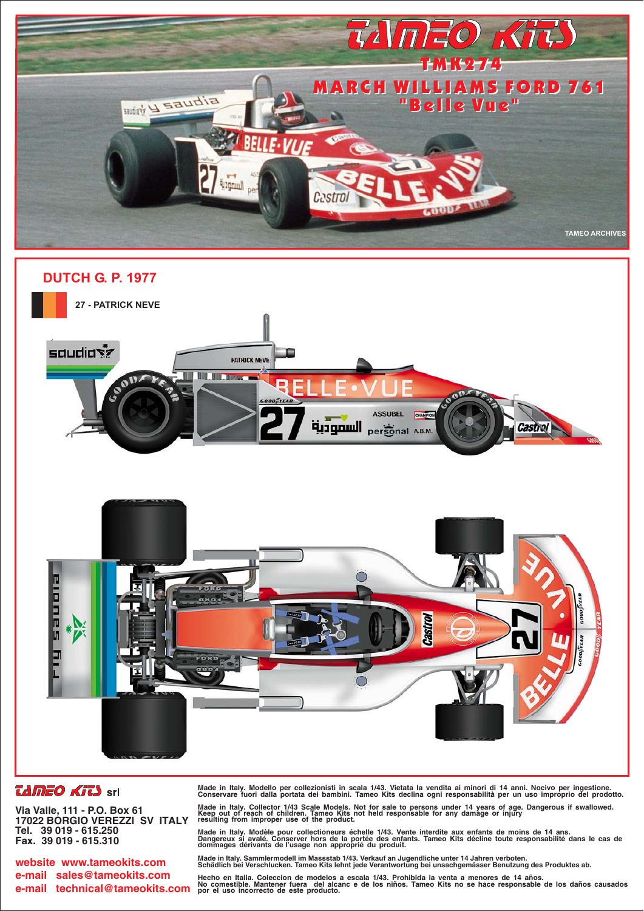# TAMEO KITS

## TMK274

## MARCH WILLIAMS FORD 761 "Belle Vue"

TAMEO ARCHIVES

## DUTCH G. P. 1977

27 - PATRICK NEVE

**TAMEO KITS srl**

Via Valle, 111 - P.O. Box 61
17022 BORGIO VEREZZI SV ITALY
Tel. 39 019 - 615.250
Fax. 39 019 - 615.310

website www.tameokits.com
e-mail sales@tameokits.com
e-mail technical@tameokits.com

Made in Italy. Modello per collezionisti in scala 1/43. Vietata la vendita ai minori di 14 anni. Nocivo per ingestione. Conservare fuori dalla portata dei bambini. Tameo Kits declina ogni responsabilità per un uso improprio del prodotto.

Made in Italy. Collector 1/43 Scale Models. Not for sale to persons under 14 years of age. Dangerous if swallowed. Keep out of reach of children. Tameo Kits not held responsible for any damage or injury resulting from improper use of the product.

Made in Italy. Modèle pour collectioneurs échelle 1/43. Vente interdite aux enfants de moins de 14 ans. Dangereux si avalé. Conserver hors de la portée des enfants. Tameo Kits décline toute responsabilité dans le cas de dommages dérivants de l'usage non approprié du produit.

Made in Italy. Sammlermodell im Massstab 1/43. Verkauf an Jugendliche unter 14 Jahren verboten. Schädlich bei Verschlucken. Tameo Kits lehnt jede Verantwortung bei unsachgemässer Benutzung des Produktes ab.

Hecho en Italia. Coleccion de modelos a escala 1/43. Prohibida la venta a menores de 14 años. No comestible. Mantener fuera del alcanc e de los niños. Tameo Kits no se hace responsable de los daños causados por el uso incorrecto de este producto.